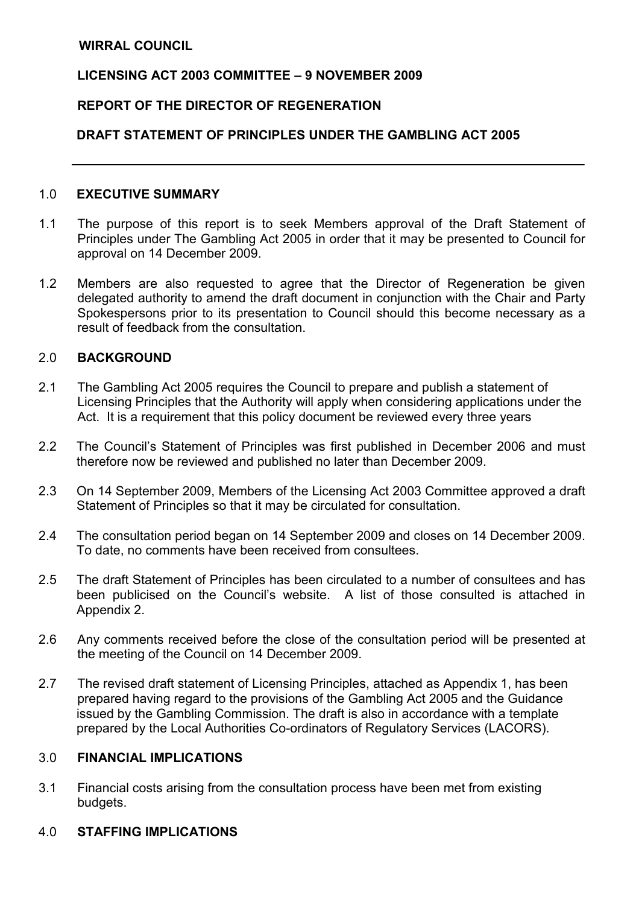**WIRRAL COUNCIL**

**LICENSING ACT 2003 COMMITTEE – 9 NOVEMBER 2009**

**REPORT OF THE DIRECTOR OF REGENERATION**

**DRAFT STATEMENT OF PRINCIPLES UNDER THE GAMBLING ACT 2005**

---

## 1.0 EXECUTIVE SUMMARY

1.1 The purpose of this report is to seek Members approval of the Draft Statement of Principles under The Gambling Act 2005 in order that it may be presented to Council for approval on 14 December 2009.

1.2 Members are also requested to agree that the Director of Regeneration be given delegated authority to amend the draft document in conjunction with the Chair and Party Spokespersons prior to its presentation to Council should this become necessary as a result of feedback from the consultation.

## 2.0 BACKGROUND

2.1 The Gambling Act 2005 requires the Council to prepare and publish a statement of Licensing Principles that the Authority will apply when considering applications under the Act. It is a requirement that this policy document be reviewed every three years

2.2 The Council's Statement of Principles was first published in December 2006 and must therefore now be reviewed and published no later than December 2009.

2.3 On 14 September 2009, Members of the Licensing Act 2003 Committee approved a draft Statement of Principles so that it may be circulated for consultation.

2.4 The consultation period began on 14 September 2009 and closes on 14 December 2009. To date, no comments have been received from consultees.

2.5 The draft Statement of Principles has been circulated to a number of consultees and has been publicised on the Council's website. A list of those consulted is attached in Appendix 2.

2.6 Any comments received before the close of the consultation period will be presented at the meeting of the Council on 14 December 2009.

2.7 The revised draft statement of Licensing Principles, attached as Appendix 1, has been prepared having regard to the provisions of the Gambling Act 2005 and the Guidance issued by the Gambling Commission. The draft is also in accordance with a template prepared by the Local Authorities Co-ordinators of Regulatory Services (LACORS).

## 3.0 FINANCIAL IMPLICATIONS

3.1 Financial costs arising from the consultation process have been met from existing budgets.

## 4.0 STAFFING IMPLICATIONS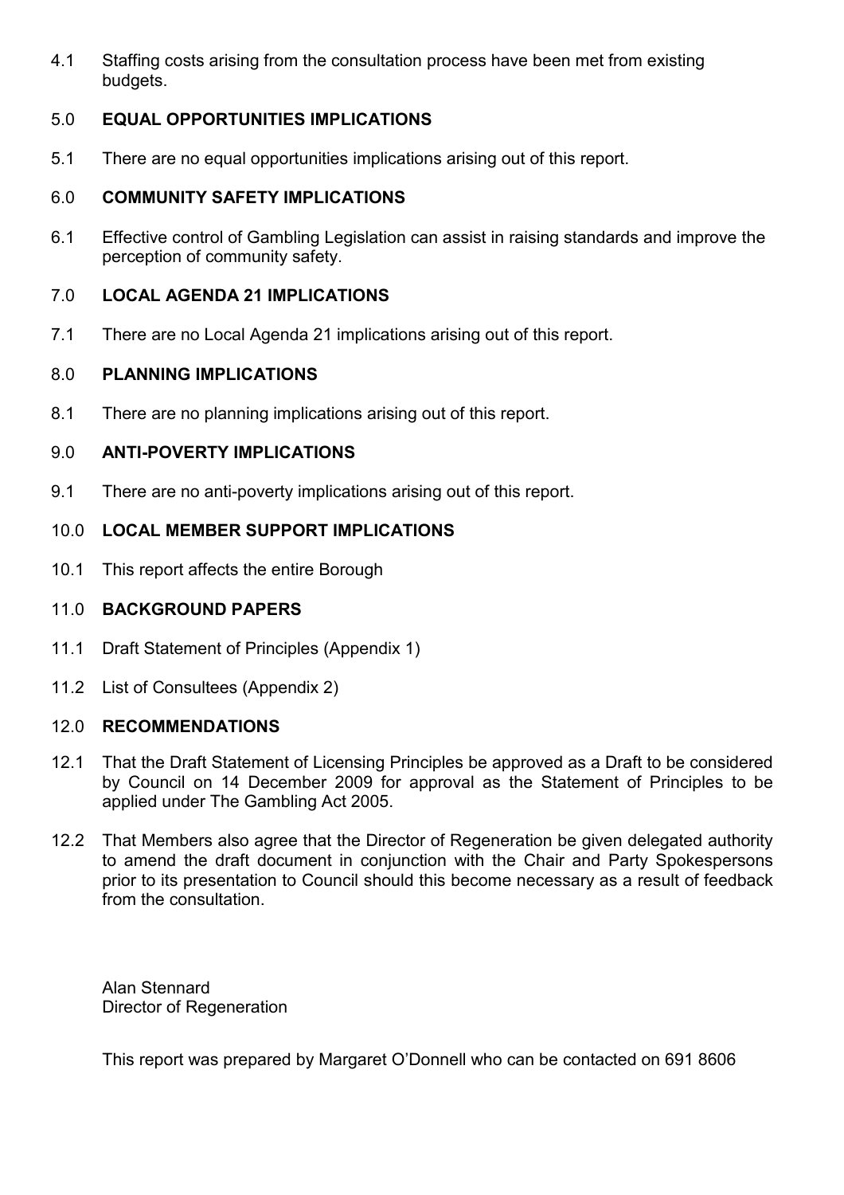4.1 Staffing costs arising from the consultation process have been met from existing budgets.

## 5.0 EQUAL OPPORTUNITIES IMPLICATIONS

5.1 There are no equal opportunities implications arising out of this report.

## 6.0 COMMUNITY SAFETY IMPLICATIONS

6.1 Effective control of Gambling Legislation can assist in raising standards and improve the perception of community safety.

## 7.0 LOCAL AGENDA 21 IMPLICATIONS

7.1 There are no Local Agenda 21 implications arising out of this report.

## 8.0 PLANNING IMPLICATIONS

8.1 There are no planning implications arising out of this report.

## 9.0 ANTI-POVERTY IMPLICATIONS

9.1 There are no anti-poverty implications arising out of this report.

## 10.0 LOCAL MEMBER SUPPORT IMPLICATIONS

10.1 This report affects the entire Borough

## 11.0 BACKGROUND PAPERS

11.1 Draft Statement of Principles (Appendix 1)

11.2 List of Consultees (Appendix 2)

## 12.0 RECOMMENDATIONS

12.1 That the Draft Statement of Licensing Principles be approved as a Draft to be considered by Council on 14 December 2009 for approval as the Statement of Principles to be applied under The Gambling Act 2005.

12.2 That Members also agree that the Director of Regeneration be given delegated authority to amend the draft document in conjunction with the Chair and Party Spokespersons prior to its presentation to Council should this become necessary as a result of feedback from the consultation.

Alan Stennard
Director of Regeneration

This report was prepared by Margaret O'Donnell who can be contacted on 691 8606